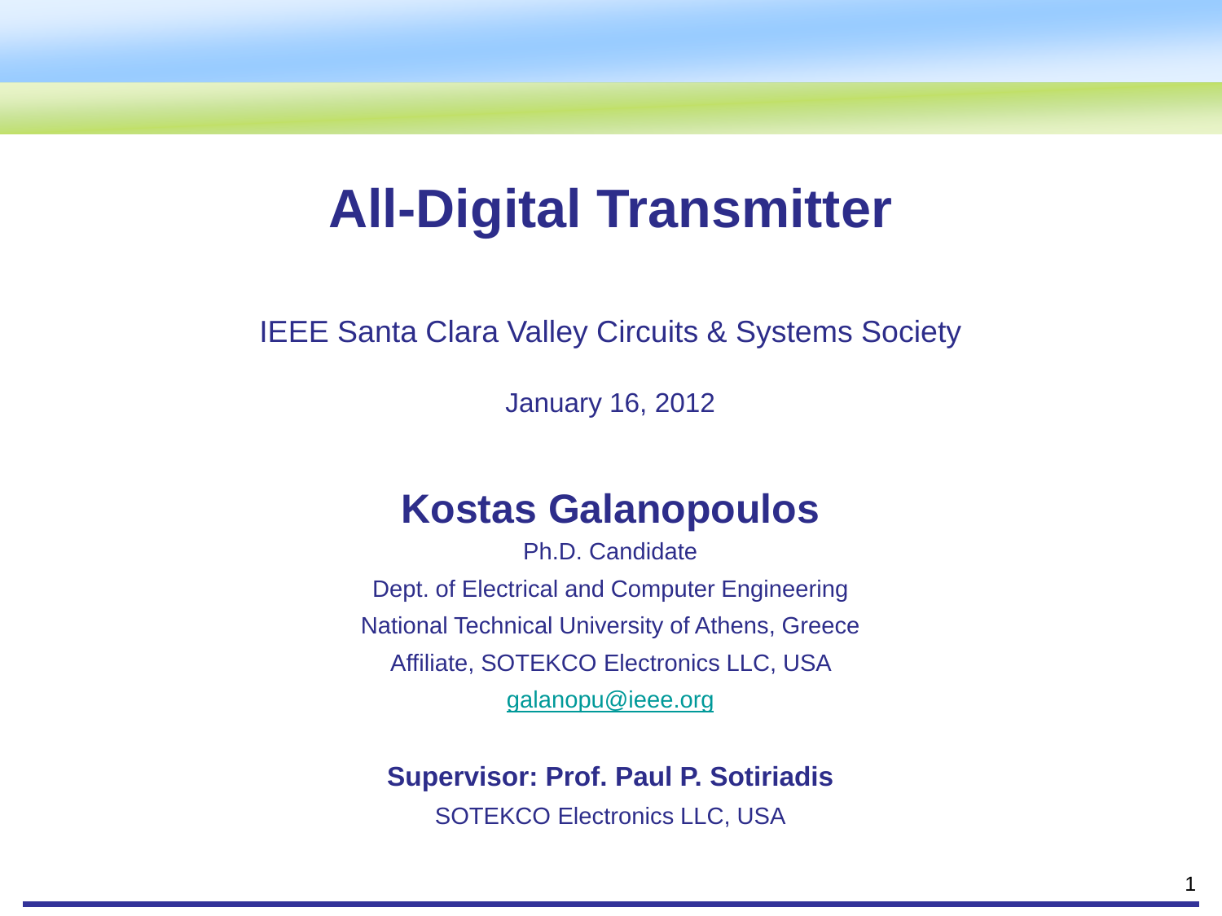# All-Digital Transmitter

IEEE Santa Clara Valley Circuits & Systems Society

January 16, 2012

## Kostas Galanopoulos

Ph.D. Candidate

Dept. of Electrical and Computer Engineering

National Technical University of Athens, Greece

Affiliate, SOTEKCO Electronics LLC, USA

galanopu@ieee.org

**Supervisor: Prof. Paul P. Sotiriadis**

SOTEKCO Electronics LLC, USA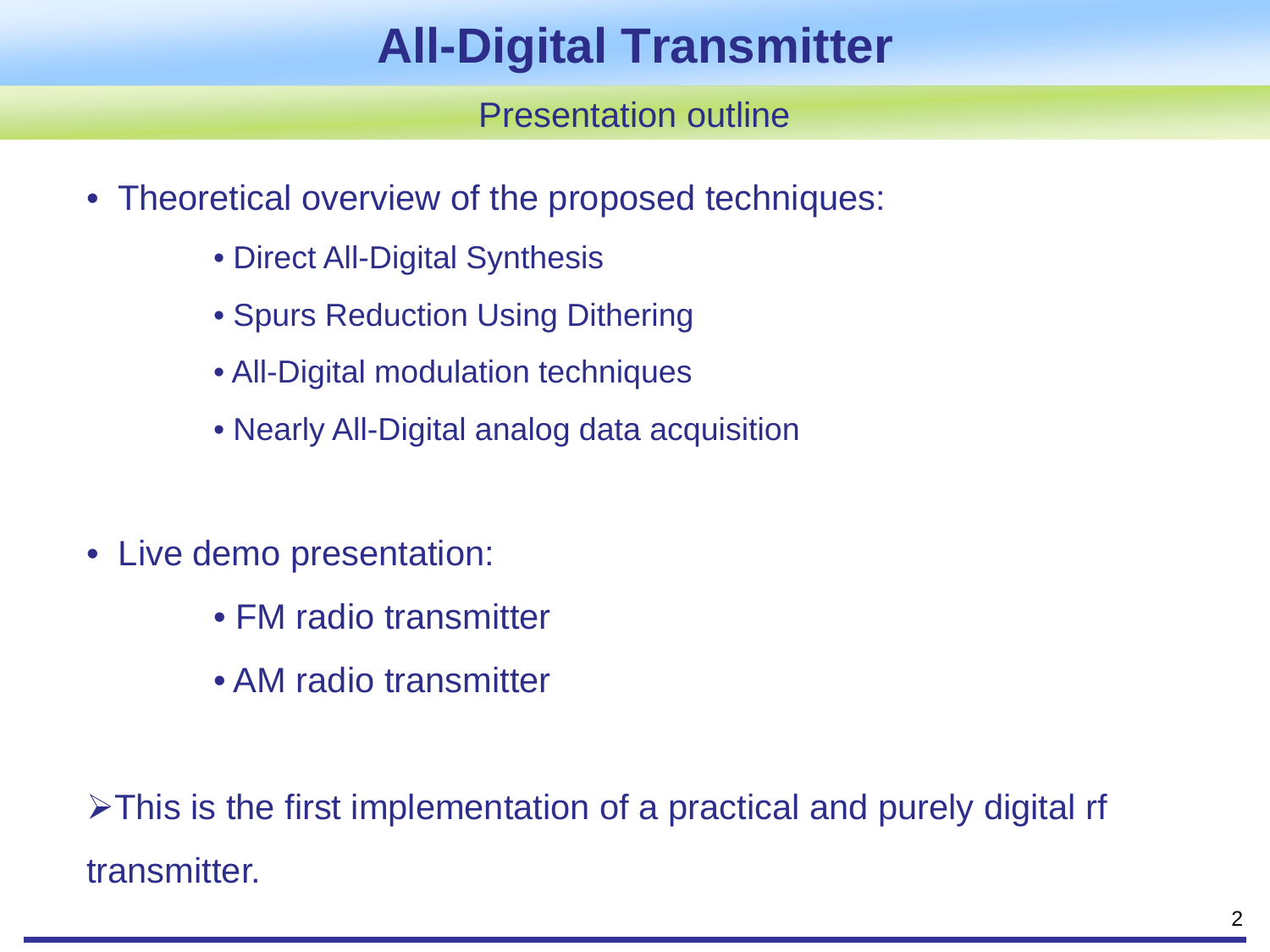# All-Digital Transmitter

## Presentation outline

- Theoretical overview of the proposed techniques:
  - Direct All-Digital Synthesis
  - Spurs Reduction Using Dithering
  - All-Digital modulation techniques
  - Nearly All-Digital analog data acquisition

- Live demo presentation:
  - FM radio transmitter
  - AM radio transmitter

➢This is the first implementation of a practical and purely digital rf transmitter.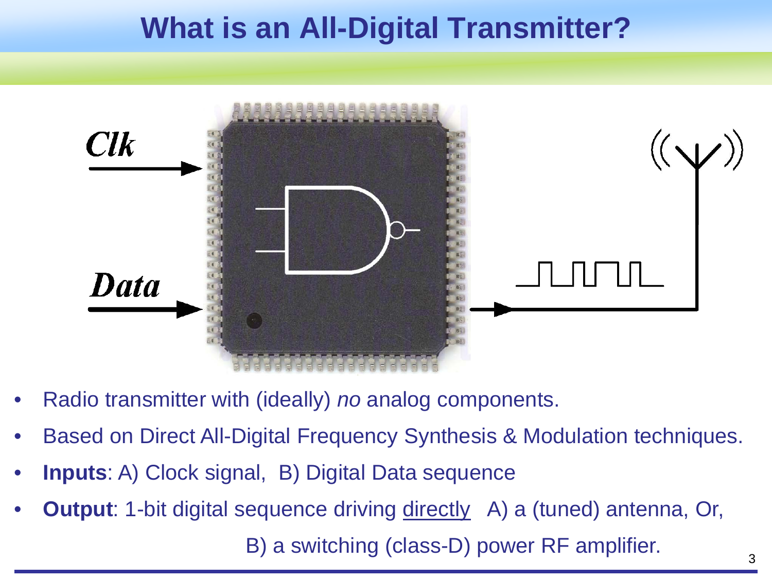# What is an All-Digital Transmitter?

Clk

Data

- Radio transmitter with (ideally) *no* analog components.
- Based on Direct All-Digital Frequency Synthesis & Modulation techniques.
- **Inputs**: A) Clock signal, B) Digital Data sequence
- **Output**: 1-bit digital sequence driving directly A) a (tuned) antenna, Or,

  B) a switching (class-D) power RF amplifier.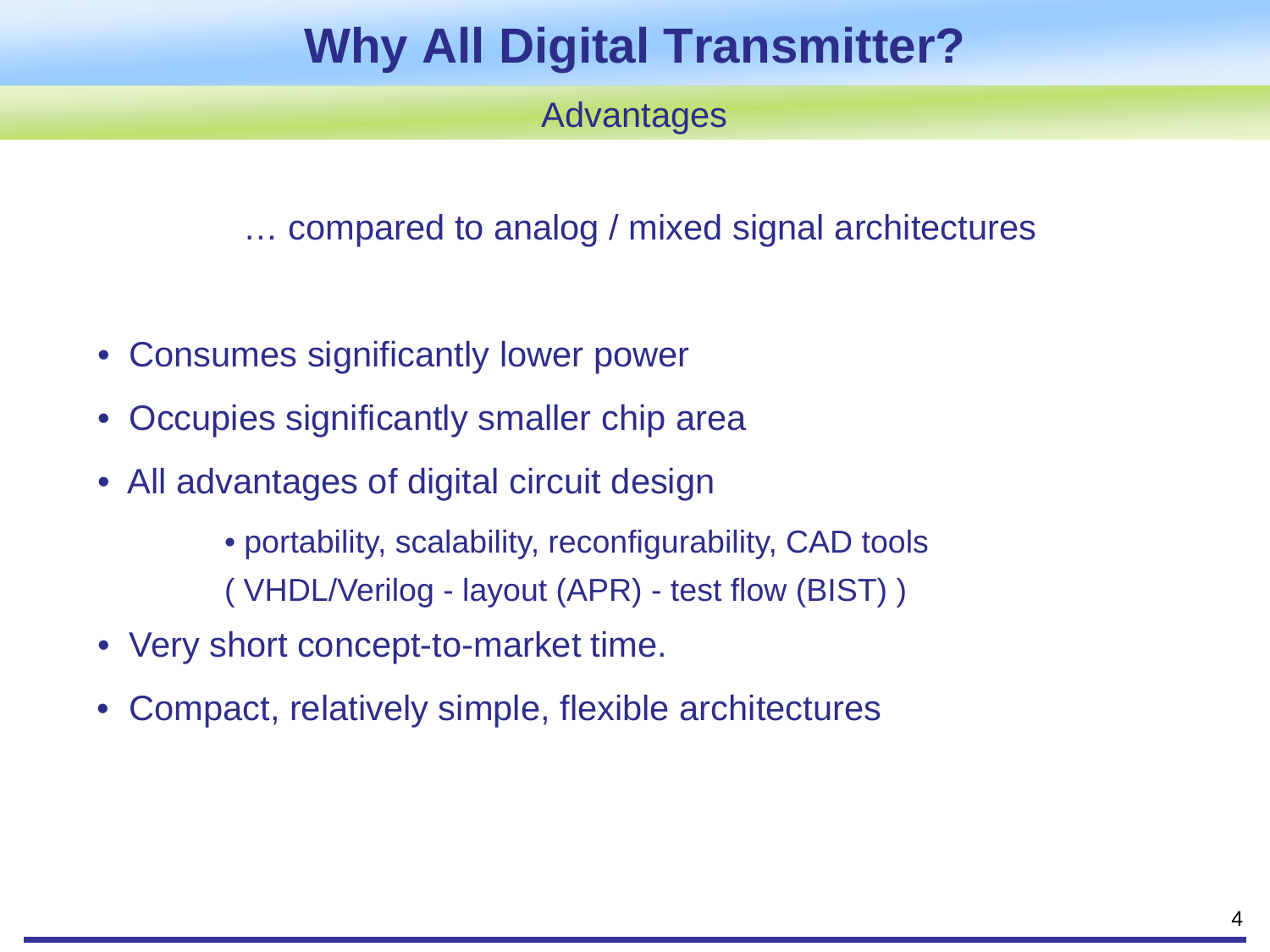# Why All Digital Transmitter?

## Advantages

… compared to analog / mixed signal architectures

- Consumes significantly lower power
- Occupies significantly smaller chip area
- All advantages of digital circuit design
  - portability, scalability, reconfigurability, CAD tools
    ( VHDL/Verilog - layout (APR) - test flow (BIST) )
- Very short concept-to-market time.
- Compact, relatively simple, flexible architectures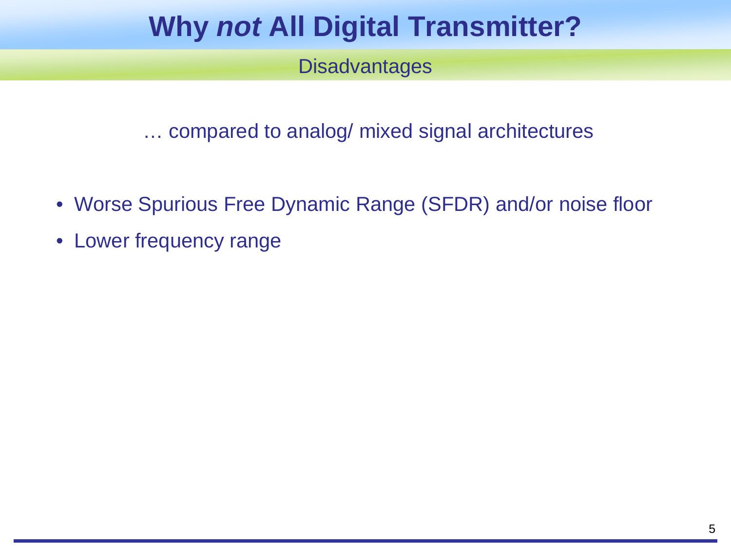# Why *not* All Digital Transmitter?

## Disadvantages

… compared to analog/ mixed signal architectures

- Worse Spurious Free Dynamic Range (SFDR) and/or noise floor
- Lower frequency range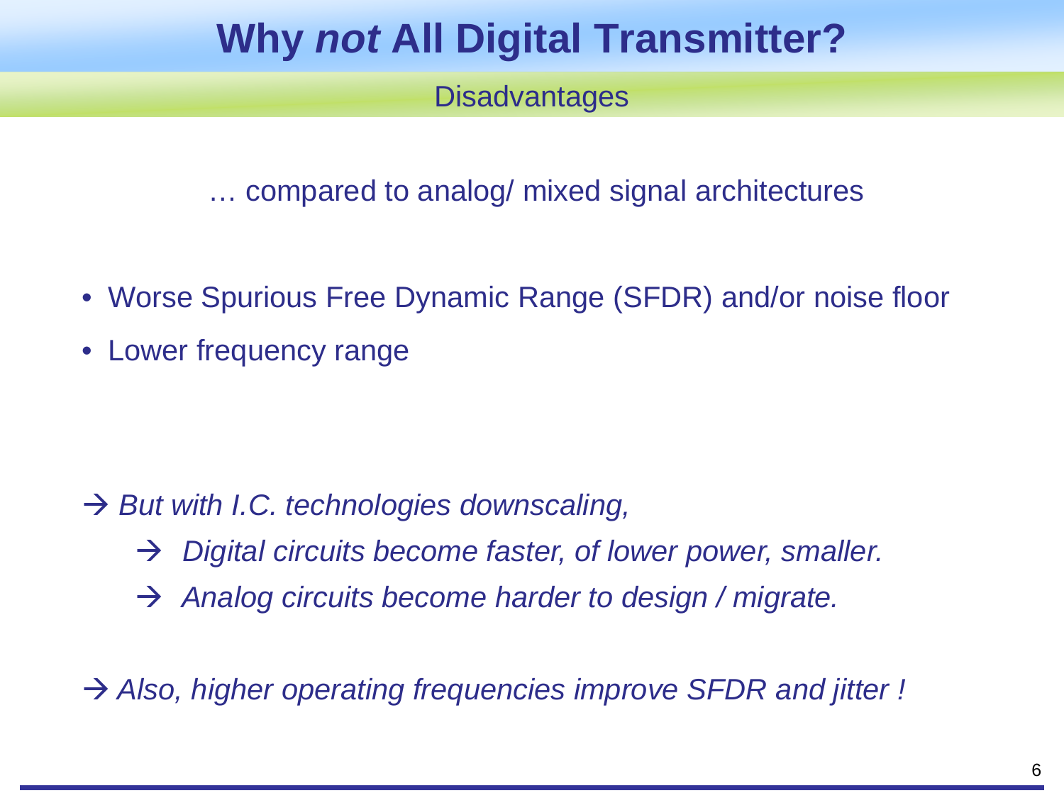# Why *not* All Digital Transmitter?

## Disadvantages

… compared to analog/ mixed signal architectures

- Worse Spurious Free Dynamic Range (SFDR) and/or noise floor
- Lower frequency range

→ *But with I.C. technologies downscaling,*

  → *Digital circuits become faster, of lower power, smaller.*

  → *Analog circuits become harder to design / migrate.*

→ *Also, higher operating frequencies improve SFDR and jitter !*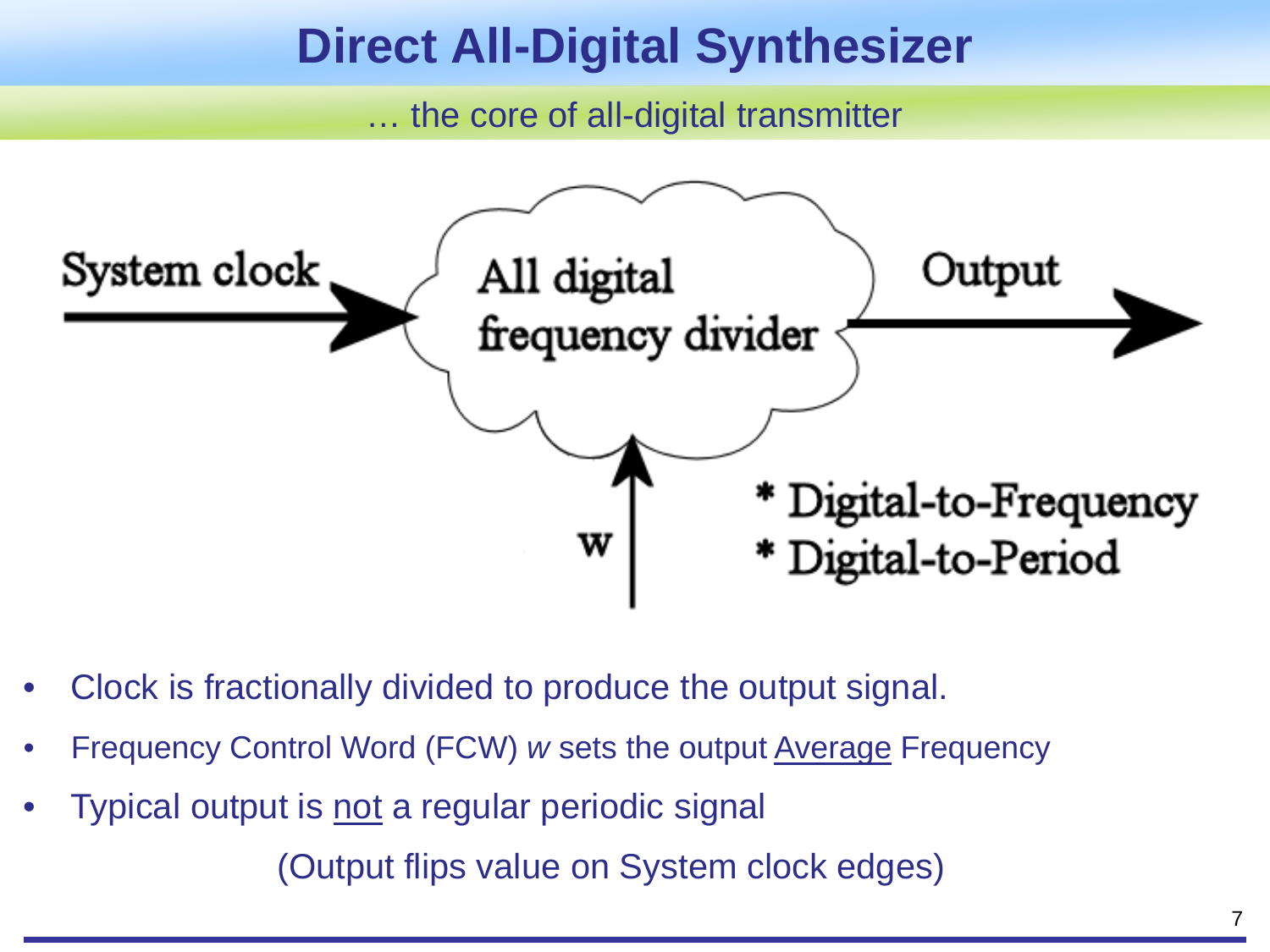# Direct All-Digital Synthesizer

… the core of all-digital transmitter

System clock → All digital frequency divider → Output

w

* Digital-to-Frequency
* Digital-to-Period

- Clock is fractionally divided to produce the output signal.
- Frequency Control Word (FCW) *w* sets the output Average Frequency
- Typical output is not a regular periodic signal

(Output flips value on System clock edges)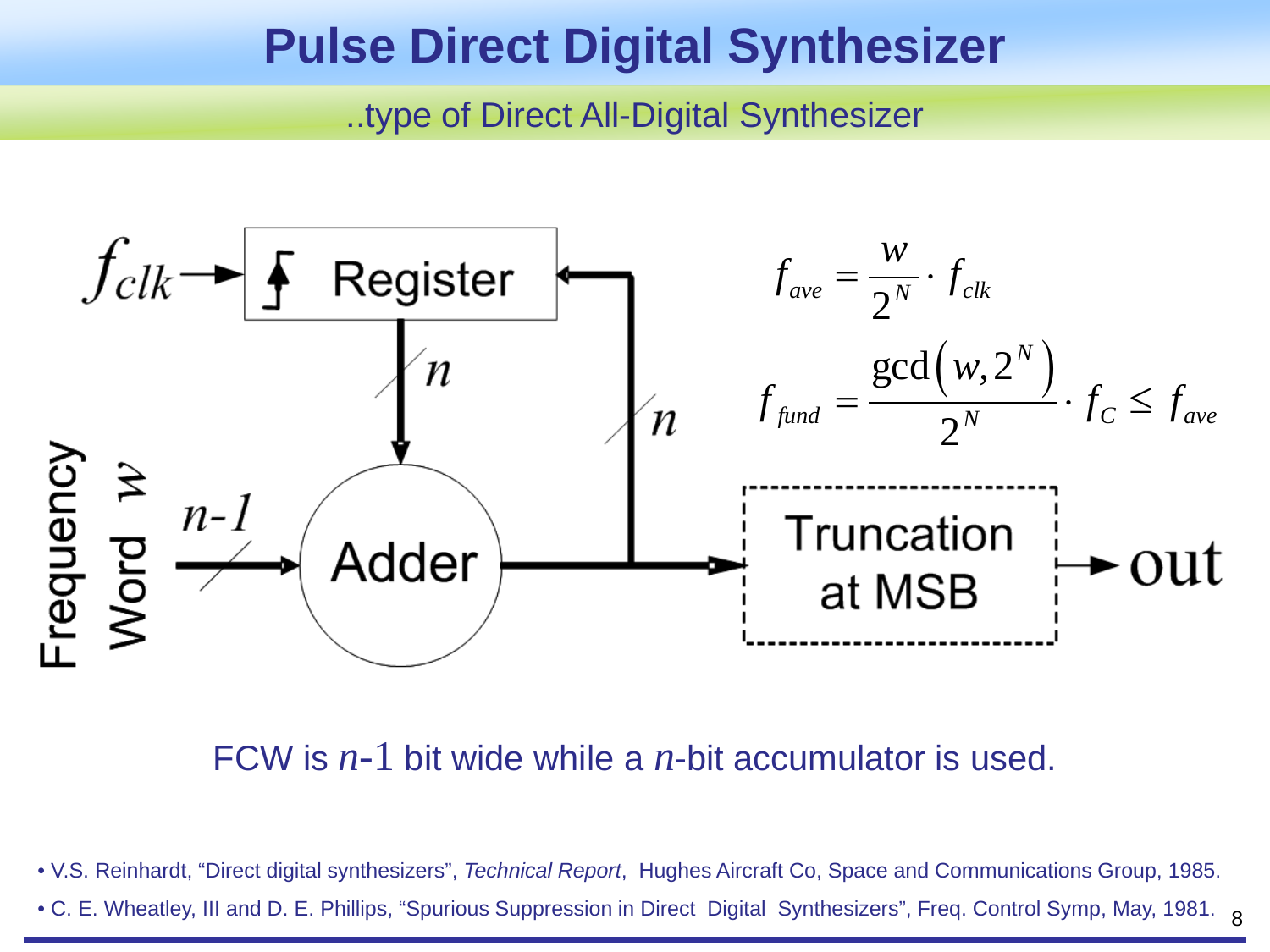# Pulse Direct Digital Synthesizer

..type of Direct All-Digital Synthesizer

$$f_{ave} = \frac{w}{2^N} \cdot f_{clk}$$

$$f_{fund} = \frac{\gcd\left(w, 2^N\right)}{2^N} \cdot f_C \le f_{ave}$$

FCW is $n$-1 bit wide while a $n$-bit accumulator is used.

- V.S. Reinhardt, "Direct digital synthesizers", *Technical Report*, Hughes Aircraft Co, Space and Communications Group, 1985.
- C. E. Wheatley, III and D. E. Phillips, "Spurious Suppression in Direct Digital Synthesizers", Freq. Control Symp, May, 1981.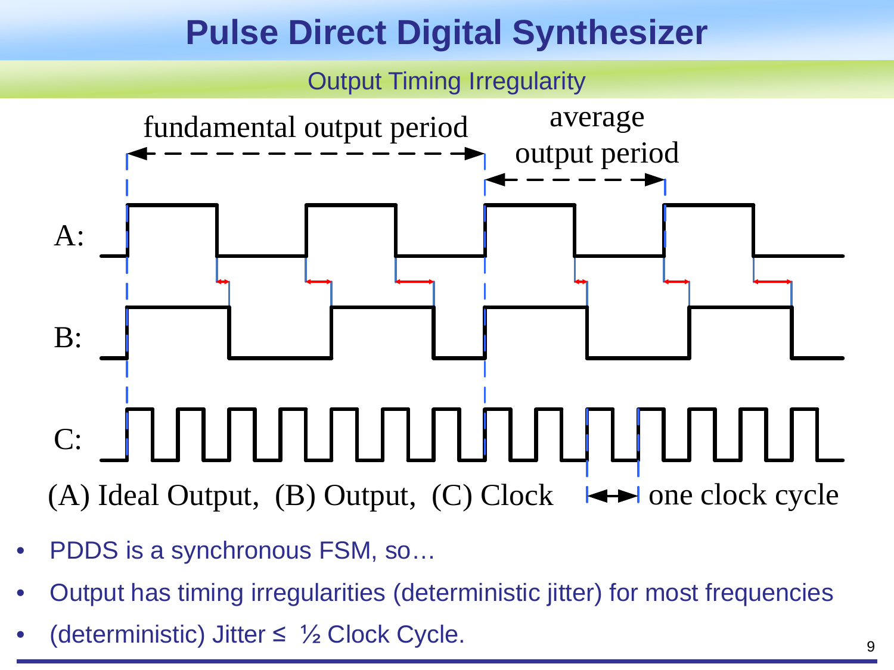# Pulse Direct Digital Synthesizer

## Output Timing Irregularity

fundamental output period

average output period

A:

B:

C:

(A) Ideal Output, (B) Output, (C) Clock ⟷ one clock cycle

- PDDS is a synchronous FSM, so…
- Output has timing irregularities (deterministic jitter) for most frequencies
- (deterministic) Jitter ≤ ½ Clock Cycle.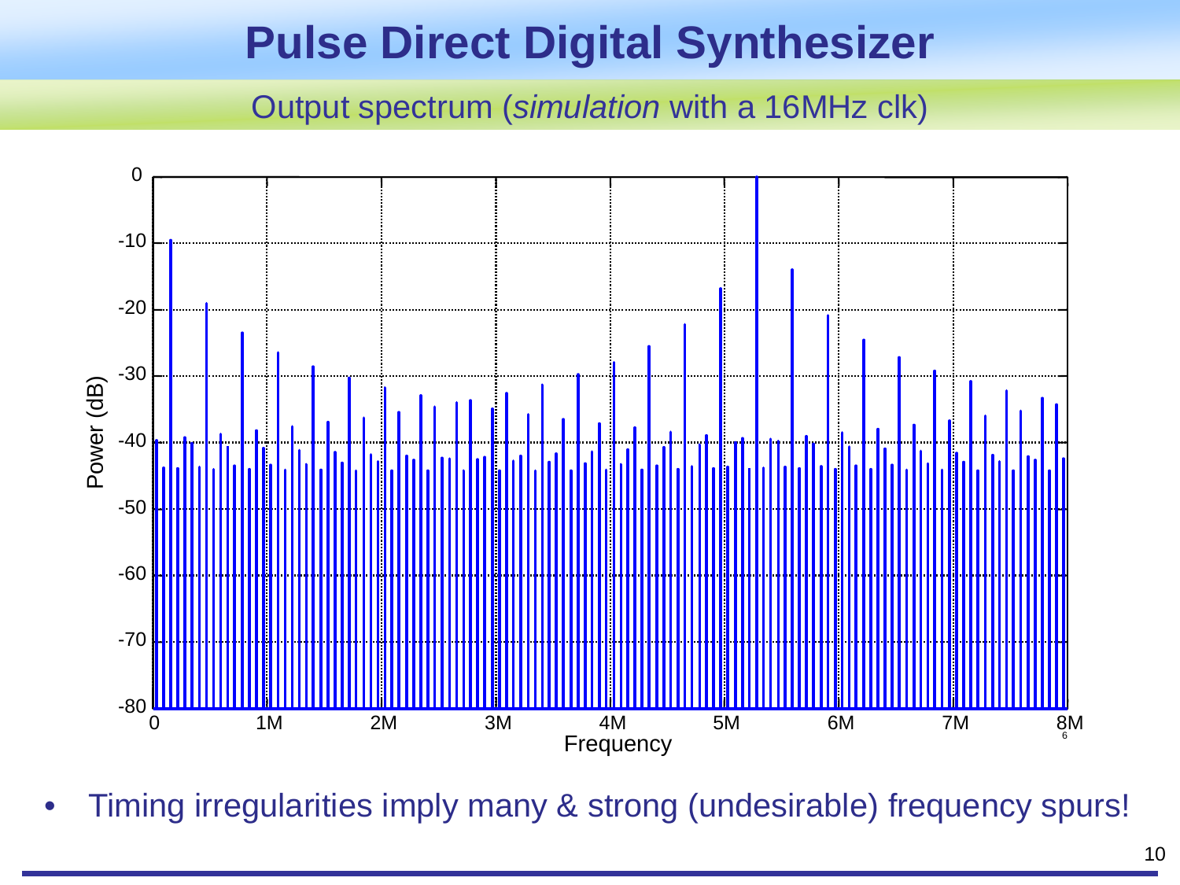# Pulse Direct Digital Synthesizer

## Output spectrum (*simulation* with a 16MHz clk)

- Timing irregularities imply many & strong (undesirable) frequency spurs!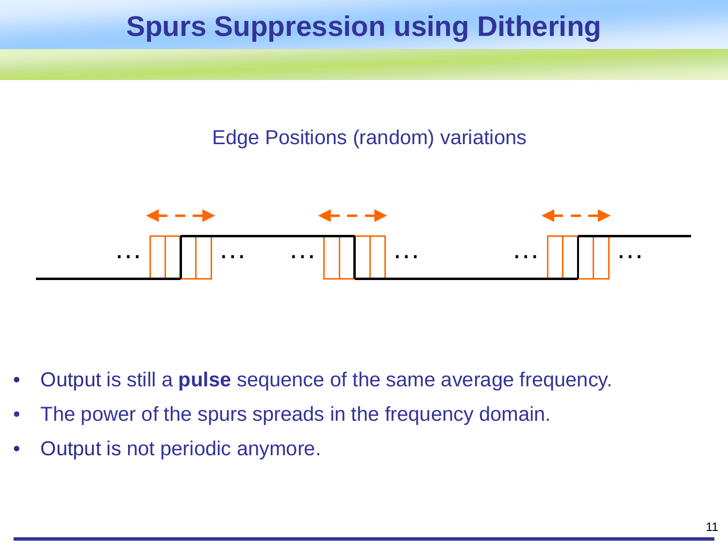# Spurs Suppression using Dithering

Edge Positions (random) variations

- Output is still a **pulse** sequence of the same average frequency.
- The power of the spurs spreads in the frequency domain.
- Output is not periodic anymore.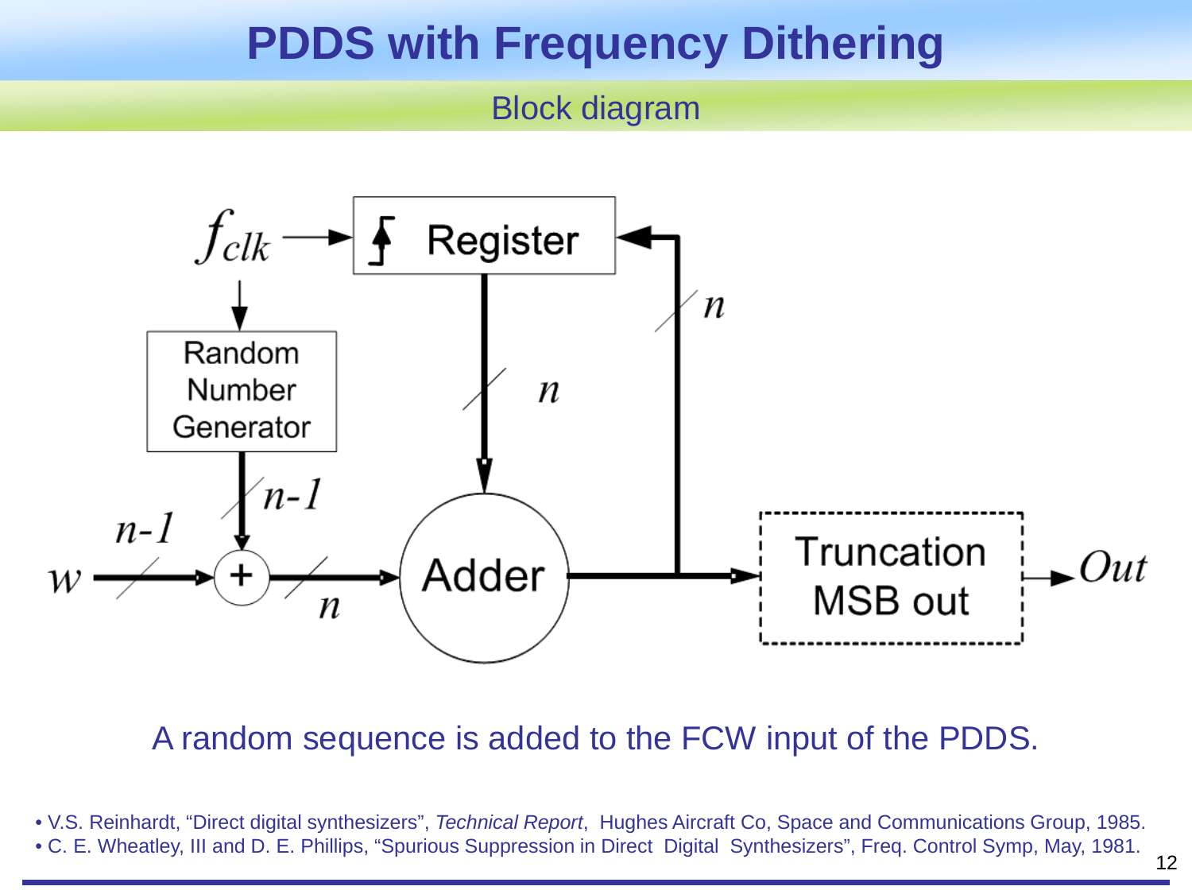# PDDS with Frequency Dithering

## Block diagram

A random sequence is added to the FCW input of the PDDS.

- V.S. Reinhardt, "Direct digital synthesizers", *Technical Report*, Hughes Aircraft Co, Space and Communications Group, 1985.
- C. E. Wheatley, III and D. E. Phillips, "Spurious Suppression in Direct Digital Synthesizers", Freq. Control Symp, May, 1981.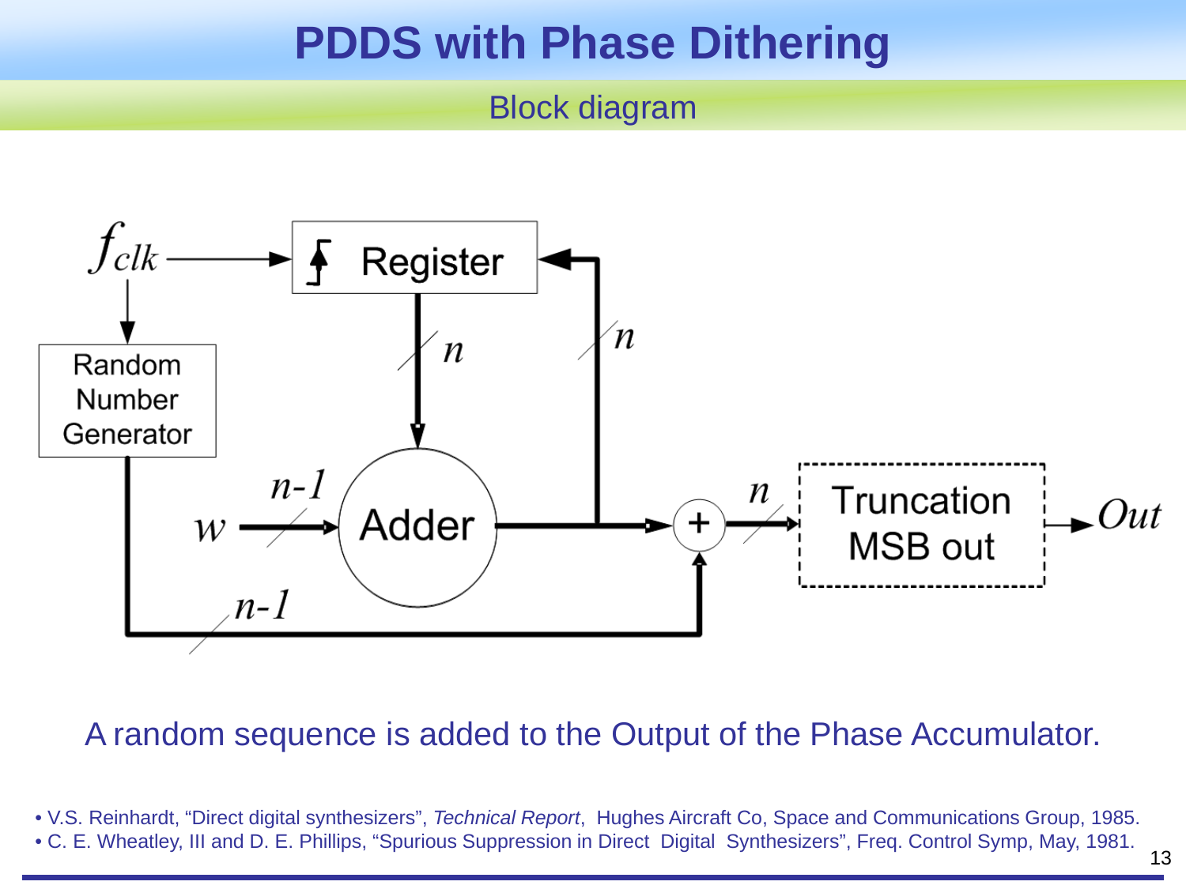# PDDS with Phase Dithering

## Block diagram

A random sequence is added to the Output of the Phase Accumulator.

- V.S. Reinhardt, “Direct digital synthesizers”, *Technical Report*, Hughes Aircraft Co, Space and Communications Group, 1985.
- C. E. Wheatley, III and D. E. Phillips, “Spurious Suppression in Direct Digital Synthesizers”, Freq. Control Symp, May, 1981.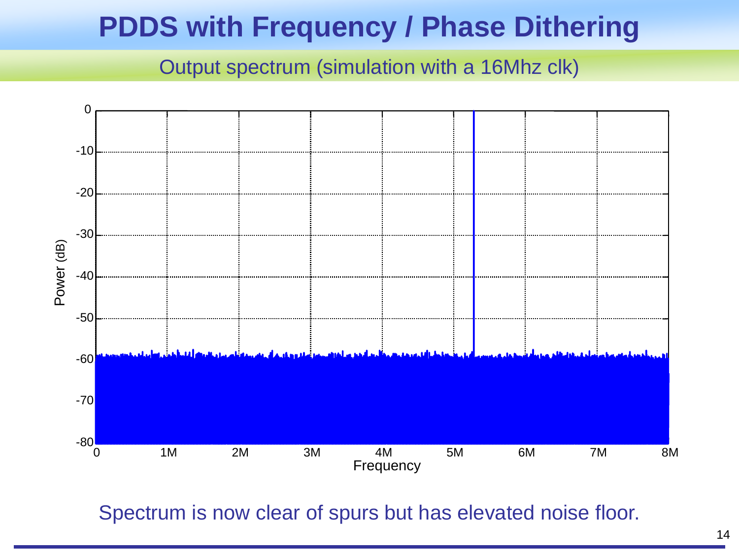# PDDS with Frequency / Phase Dithering

## Output spectrum (simulation with a 16Mhz clk)

Spectrum is now clear of spurs but has elevated noise floor.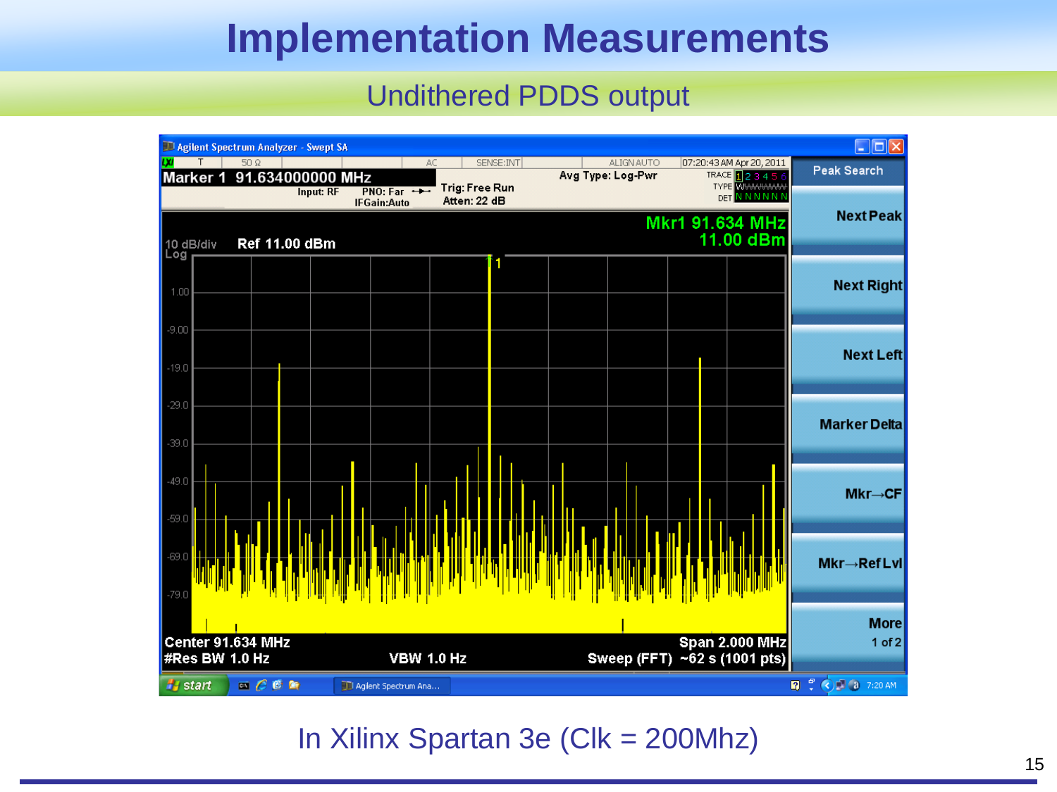# Implementation Measurements

## Undithered PDDS output

In Xilinx Spartan 3e (Clk = 200Mhz)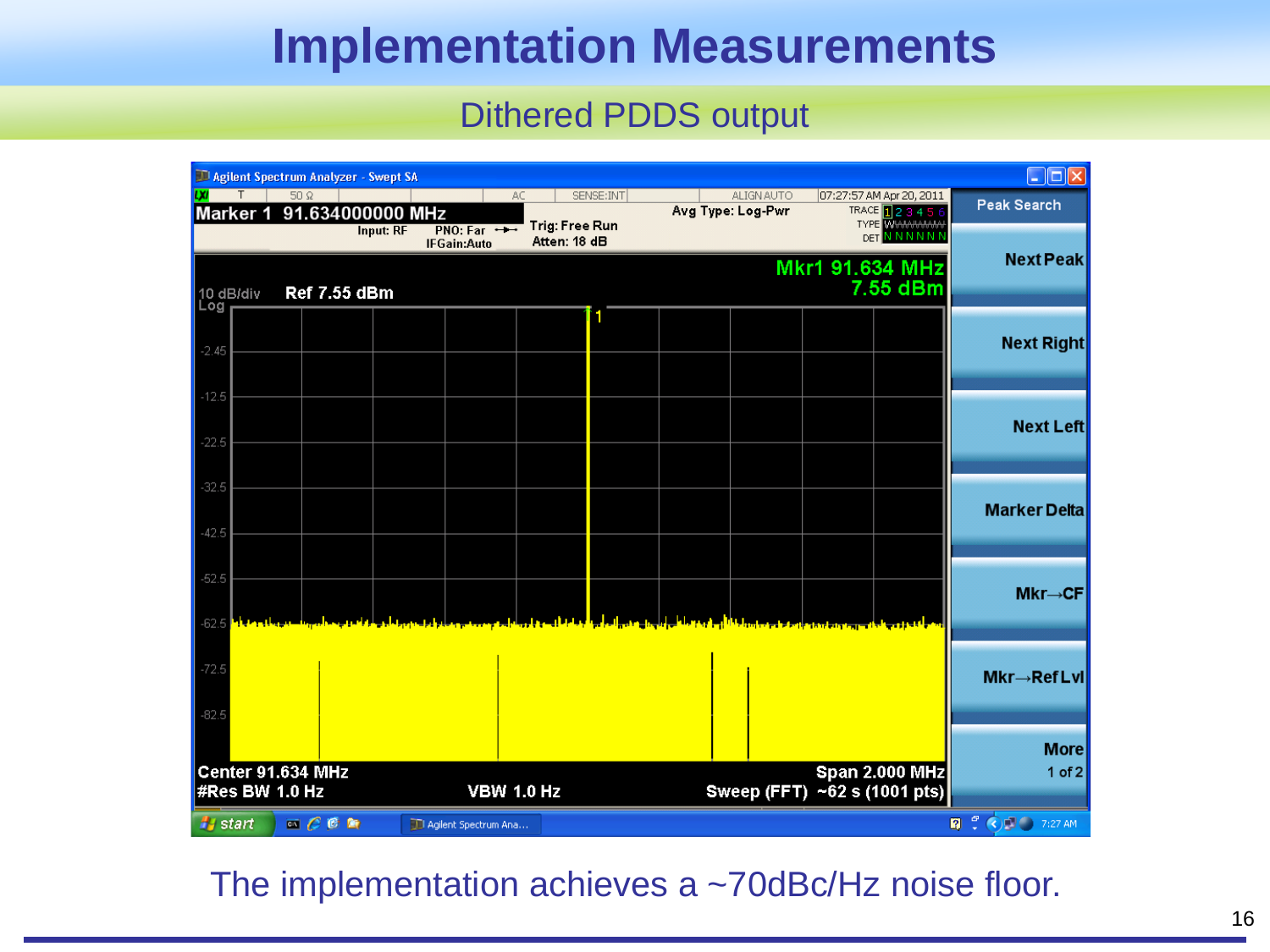# Implementation Measurements

## Dithered PDDS output

The implementation achieves a ~70dBc/Hz noise floor.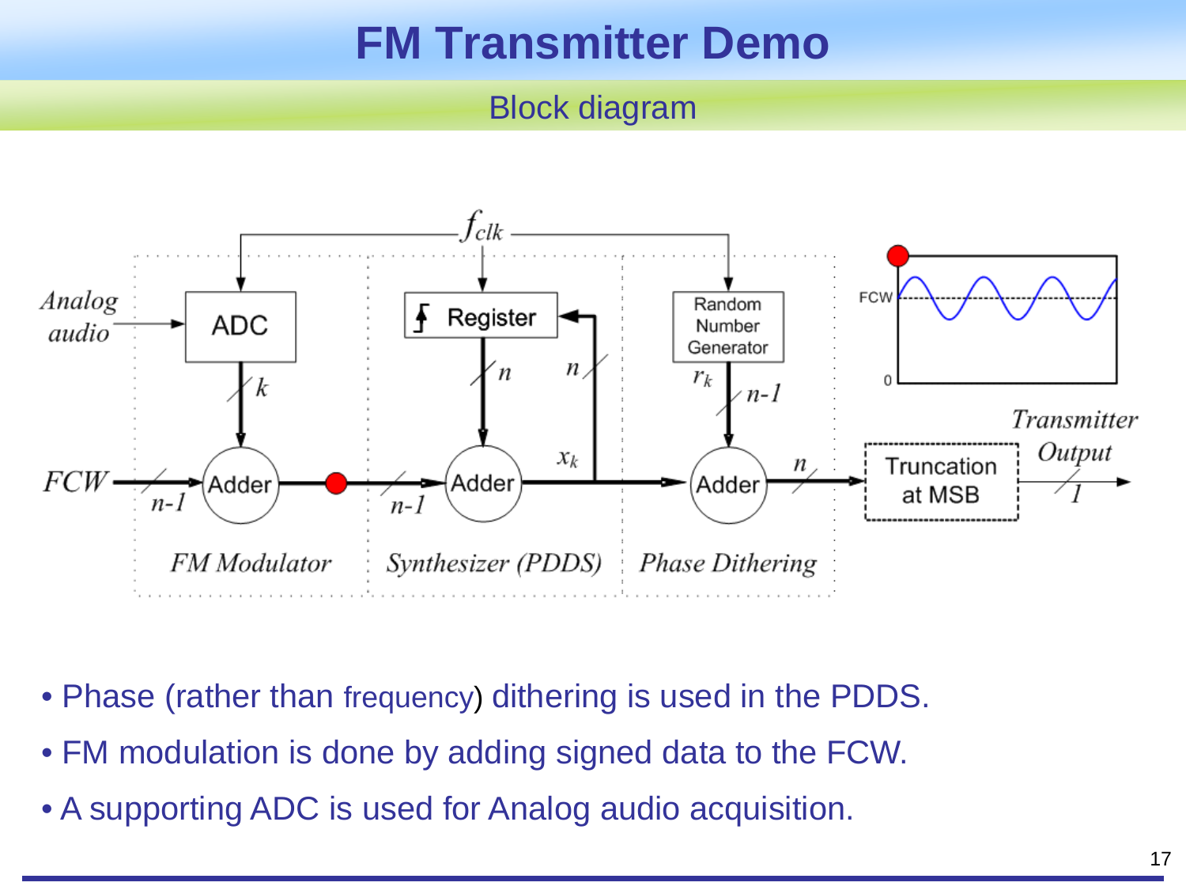# FM Transmitter Demo

## Block diagram

- Phase (rather than frequency) dithering is used in the PDDS.
- FM modulation is done by adding signed data to the FCW.
- A supporting ADC is used for Analog audio acquisition.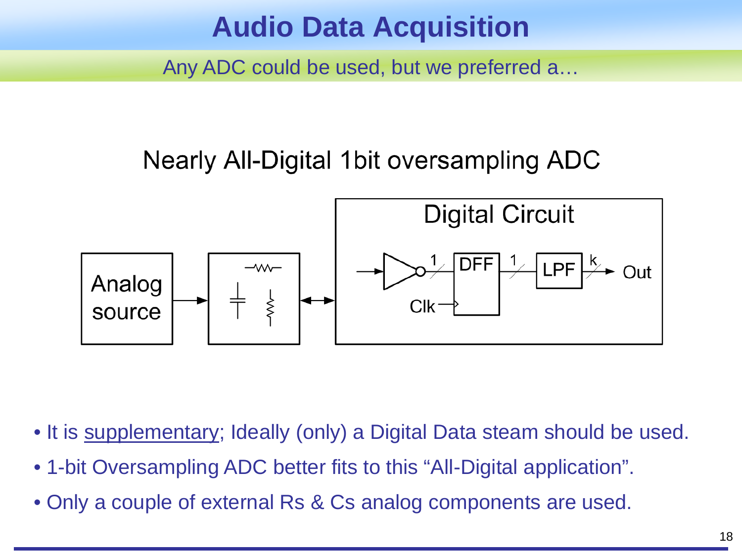# Audio Data Acquisition

Any ADC could be used, but we preferred a…

Nearly All-Digital 1bit oversampling ADC

Analog source | Digital Circuit | DFF | LPF | Clk | Out | 1 | 1 | k

- It is supplementary; Ideally (only) a Digital Data steam should be used.
- 1-bit Oversampling ADC better fits to this "All-Digital application".
- Only a couple of external Rs & Cs analog components are used.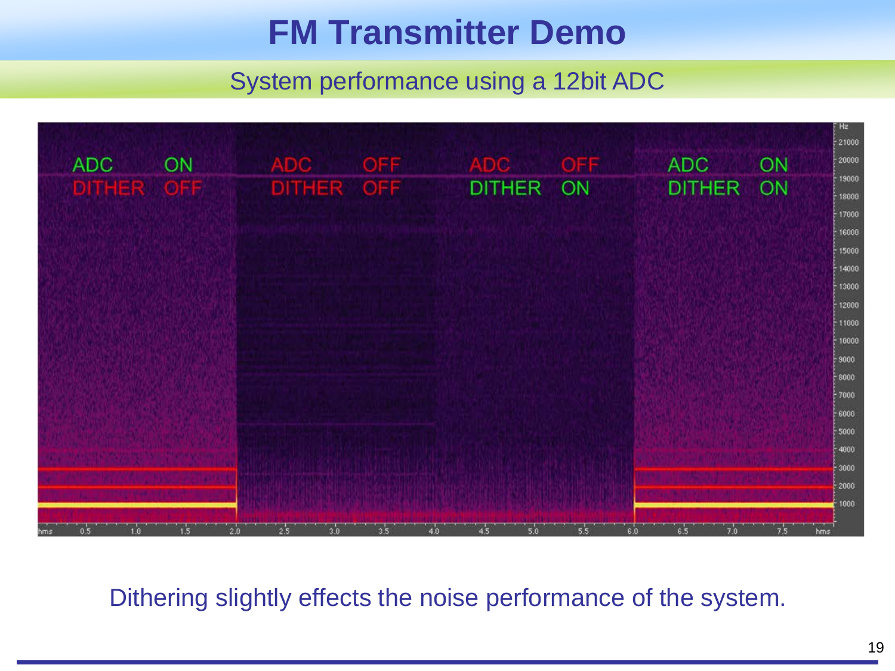# FM Transmitter Demo

## System performance using a 12bit ADC

Dithering slightly effects the noise performance of the system.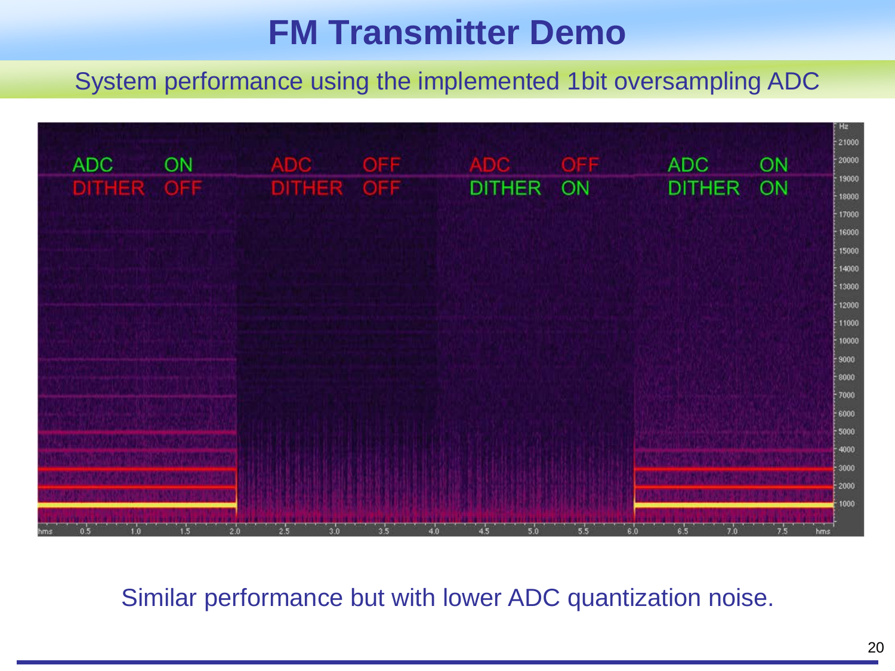# FM Transmitter Demo

System performance using the implemented 1bit oversampling ADC

| ADC | DITHER |
|---|---|
| ON | OFF |
| OFF | OFF |
| OFF | ON |
| ON | ON |

Similar performance but with lower ADC quantization noise.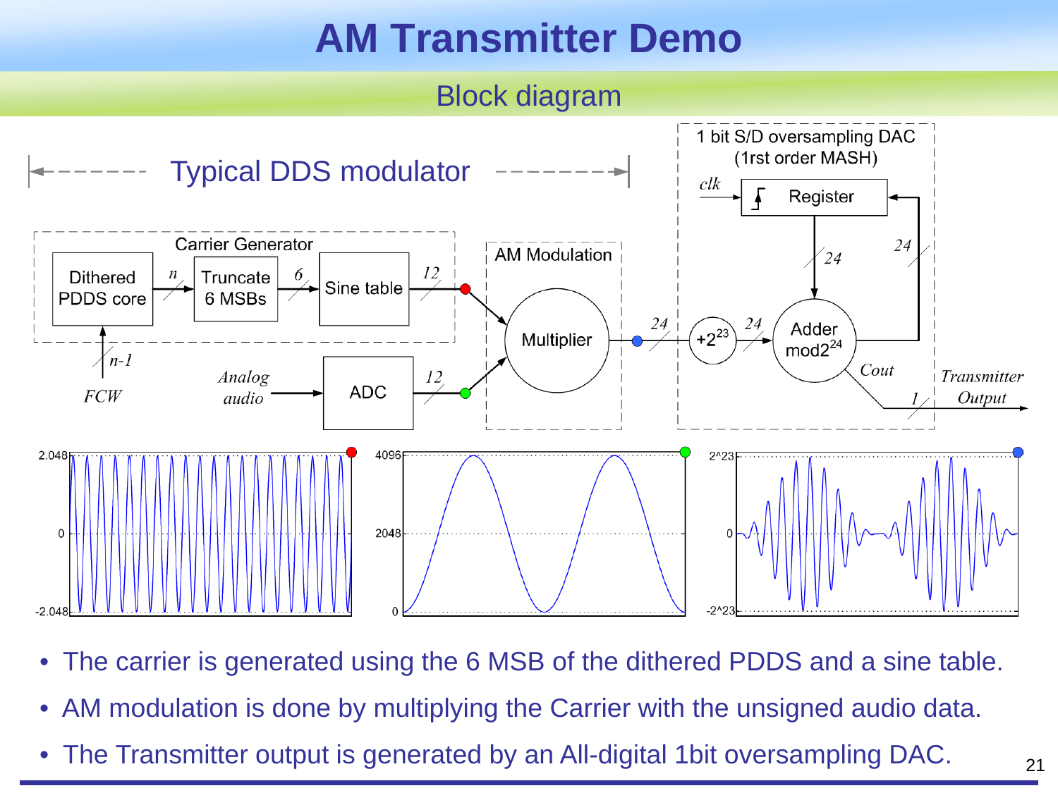# AM Transmitter Demo

## Block diagram

Typical DDS modulator

1 bit S/D oversampling DAC (1rst order MASH)

Carrier Generator: Dithered PDDS core → $n$ → Truncate 6 MSBs → 6 → Sine table → 12

FCW → $n$-1 → Dithered PDDS core

Analog audio → ADC → 12

AM Modulation: Multiplier → 24 → $+2^{23}$ → 24 → Adder $\text{mod}2^{24}$

clk → Register → 24 → Adder; Adder → 24 → Register

Cout → 1 → Transmitter Output

- The carrier is generated using the 6 MSB of the dithered PDDS and a sine table.
- AM modulation is done by multiplying the Carrier with the unsigned audio data.
- The Transmitter output is generated by an All-digital 1bit oversampling DAC.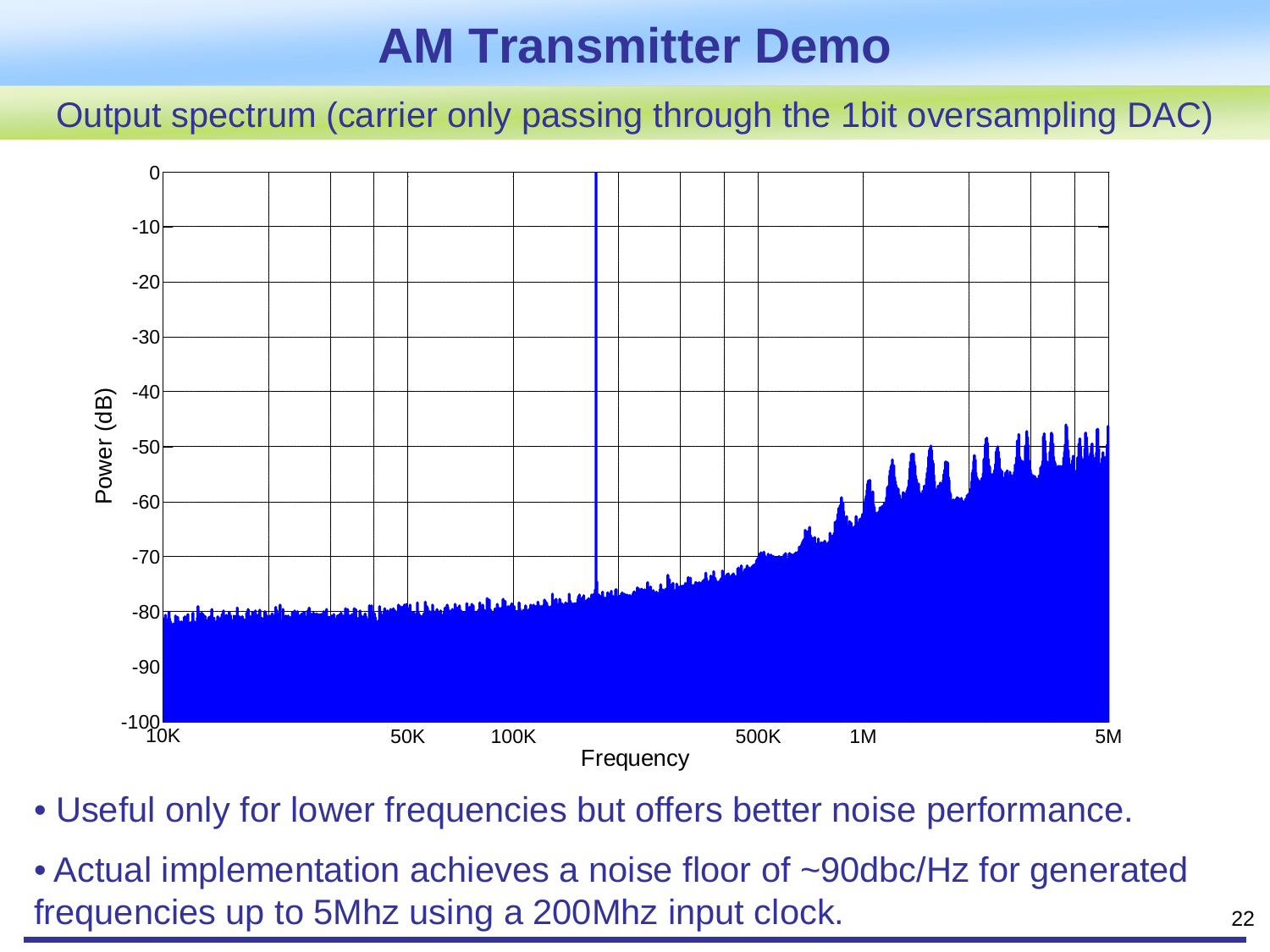# AM Transmitter Demo

Output spectrum (carrier only passing through the 1bit oversampling DAC)

- Useful only for lower frequencies but offers better noise performance.
- Actual implementation achieves a noise floor of ~90dbc/Hz for generated frequencies up to 5Mhz using a 200Mhz input clock.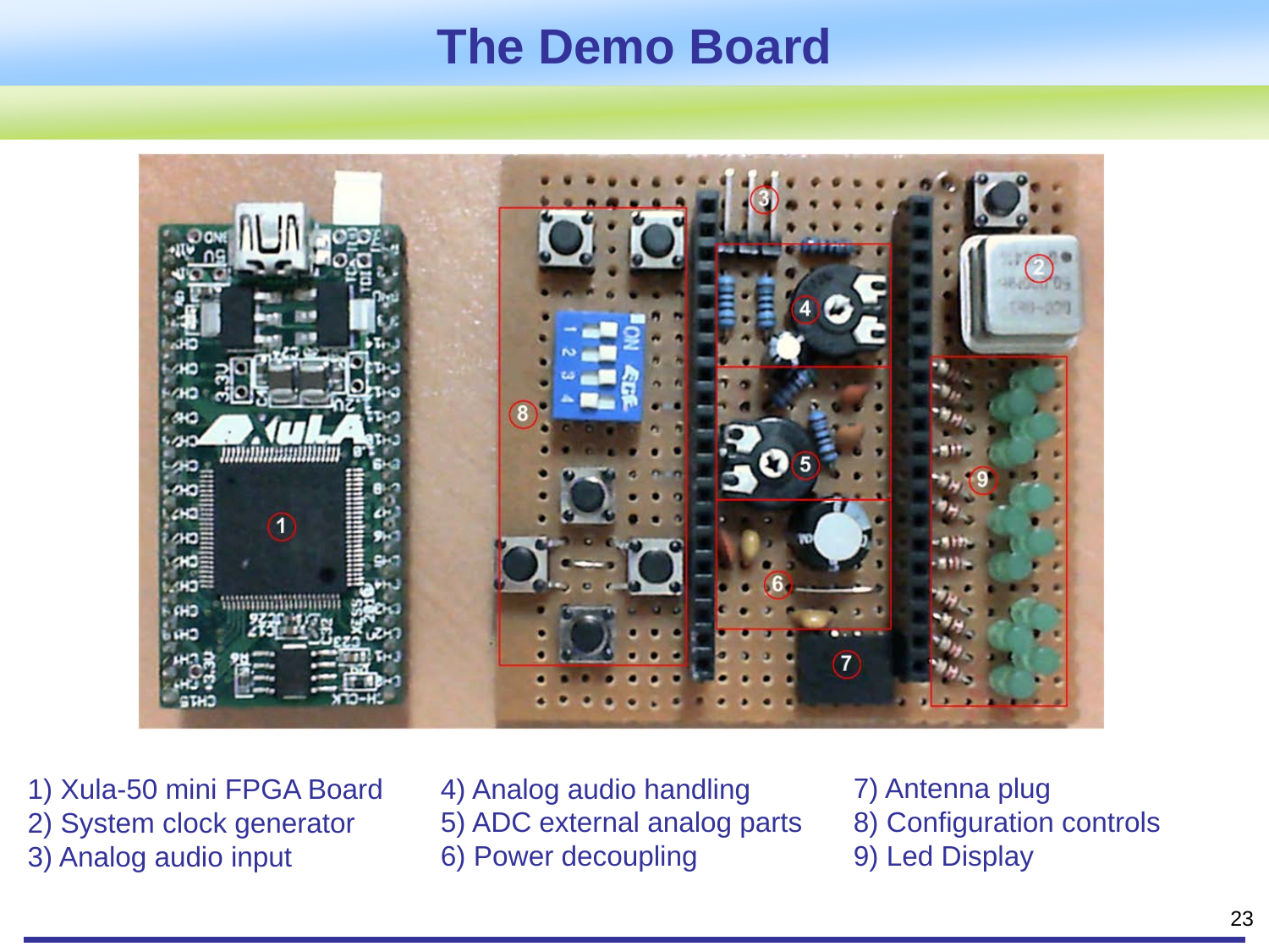# The Demo Board

1) Xula-50 mini FPGA Board
2) System clock generator
3) Analog audio input
4) Analog audio handling
5) ADC external analog parts
6) Power decoupling
7) Antenna plug
8) Configuration controls
9) Led Display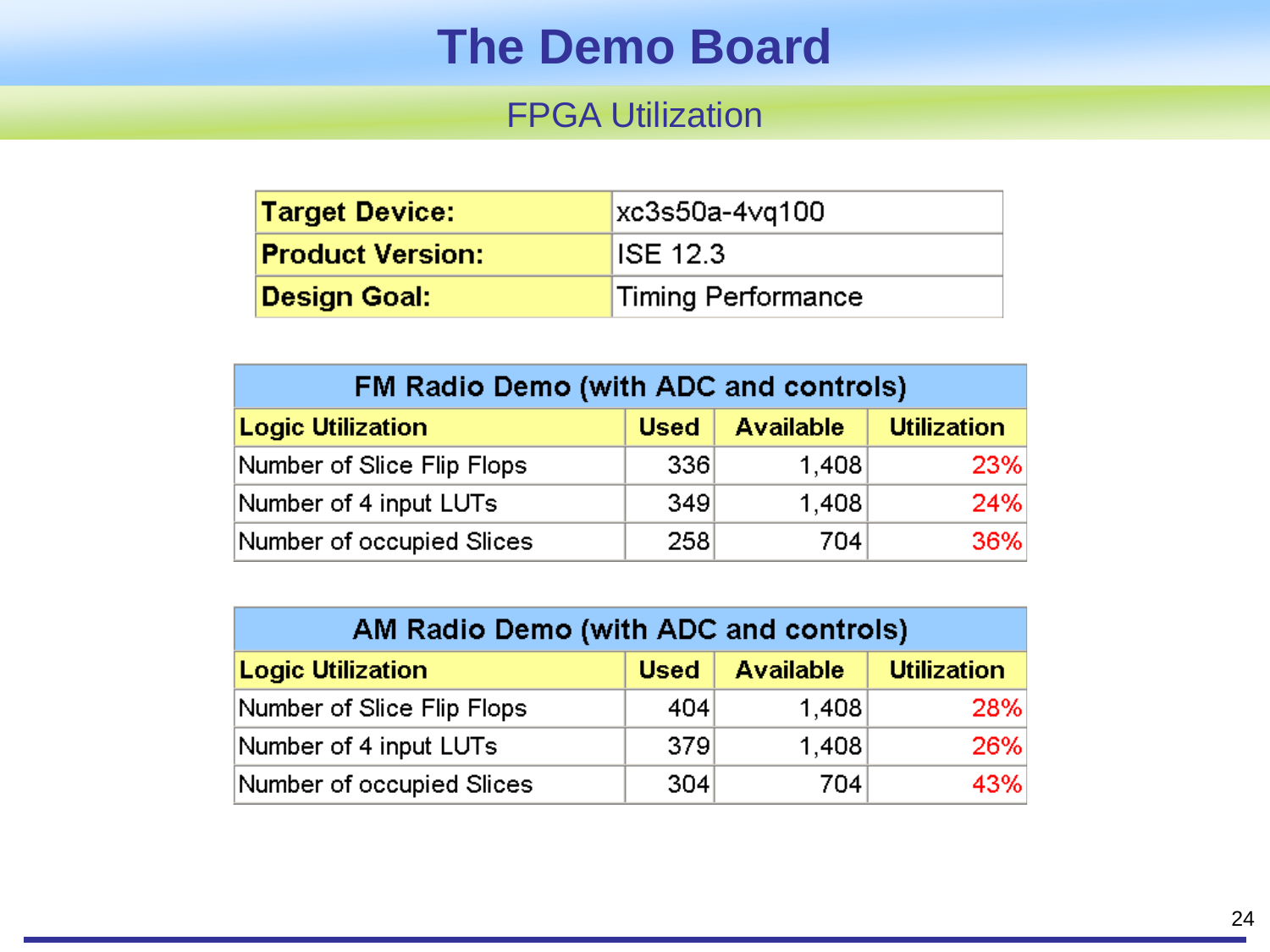# The Demo Board

## FPGA Utilization

| Target Device: | xc3s50a-4vq100 |
|---|---|
| Product Version: | ISE 12.3 |
| Design Goal: | Timing Performance |

| FM Radio Demo (with ADC and controls) | | | |
|---|---|---|---|
| **Logic Utilization** | **Used** | **Available** | **Utilization** |
| Number of Slice Flip Flops | 336 | 1,408 | 23% |
| Number of 4 input LUTs | 349 | 1,408 | 24% |
| Number of occupied Slices | 258 | 704 | 36% |

| AM Radio Demo (with ADC and controls) | | | |
|---|---|---|---|
| **Logic Utilization** | **Used** | **Available** | **Utilization** |
| Number of Slice Flip Flops | 404 | 1,408 | 28% |
| Number of 4 input LUTs | 379 | 1,408 | 26% |
| Number of occupied Slices | 304 | 704 | 43% |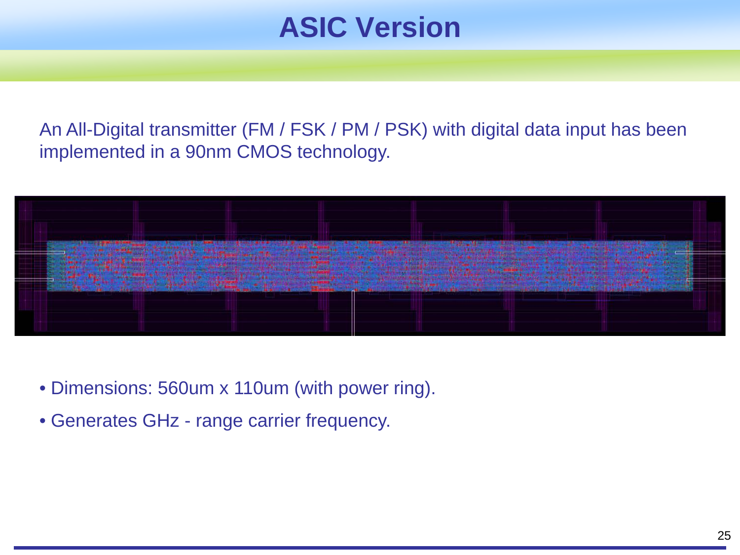# ASIC Version

An All-Digital transmitter (FM / FSK / PM / PSK) with digital data input has been implemented in a 90nm CMOS technology.

- Dimensions: 560um x 110um (with power ring).
- Generates GHz - range carrier frequency.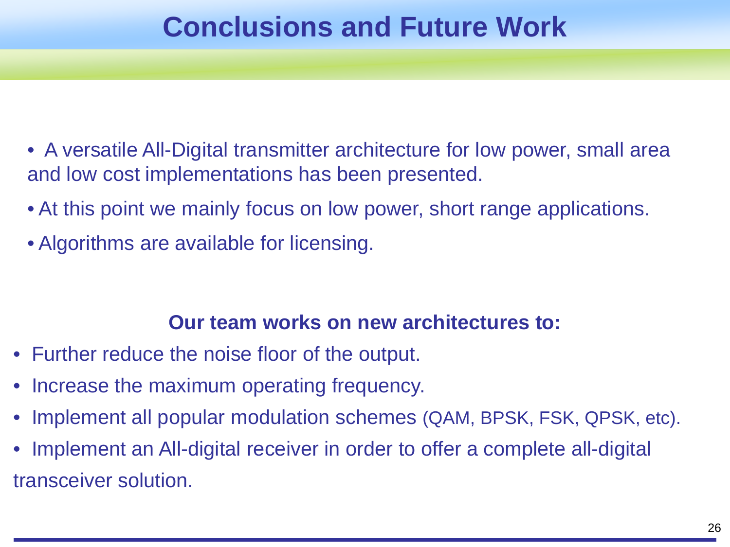# Conclusions and Future Work

- A versatile All-Digital transmitter architecture for low power, small area and low cost implementations has been presented.
- At this point we mainly focus on low power, short range applications.
- Algorithms are available for licensing.

**Our team works on new architectures to:**

- Further reduce the noise floor of the output.
- Increase the maximum operating frequency.
- Implement all popular modulation schemes (QAM, BPSK, FSK, QPSK, etc).
- Implement an All-digital receiver in order to offer a complete all-digital transceiver solution.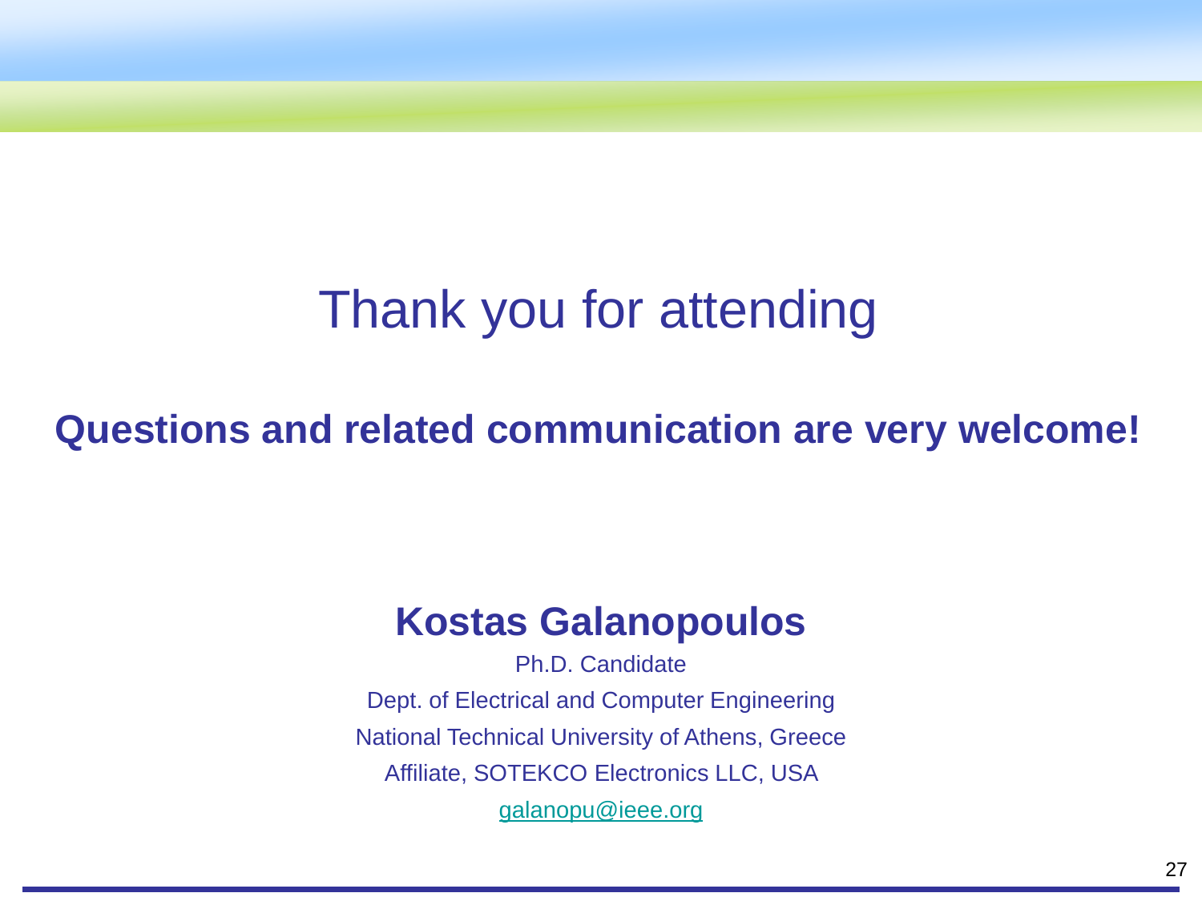# Thank you for attending

**Questions and related communication are very welcome!**

**Kostas Galanopoulos**

Ph.D. Candidate

Dept. of Electrical and Computer Engineering

National Technical University of Athens, Greece

Affiliate, SOTEKCO Electronics LLC, USA

galanopu@ieee.org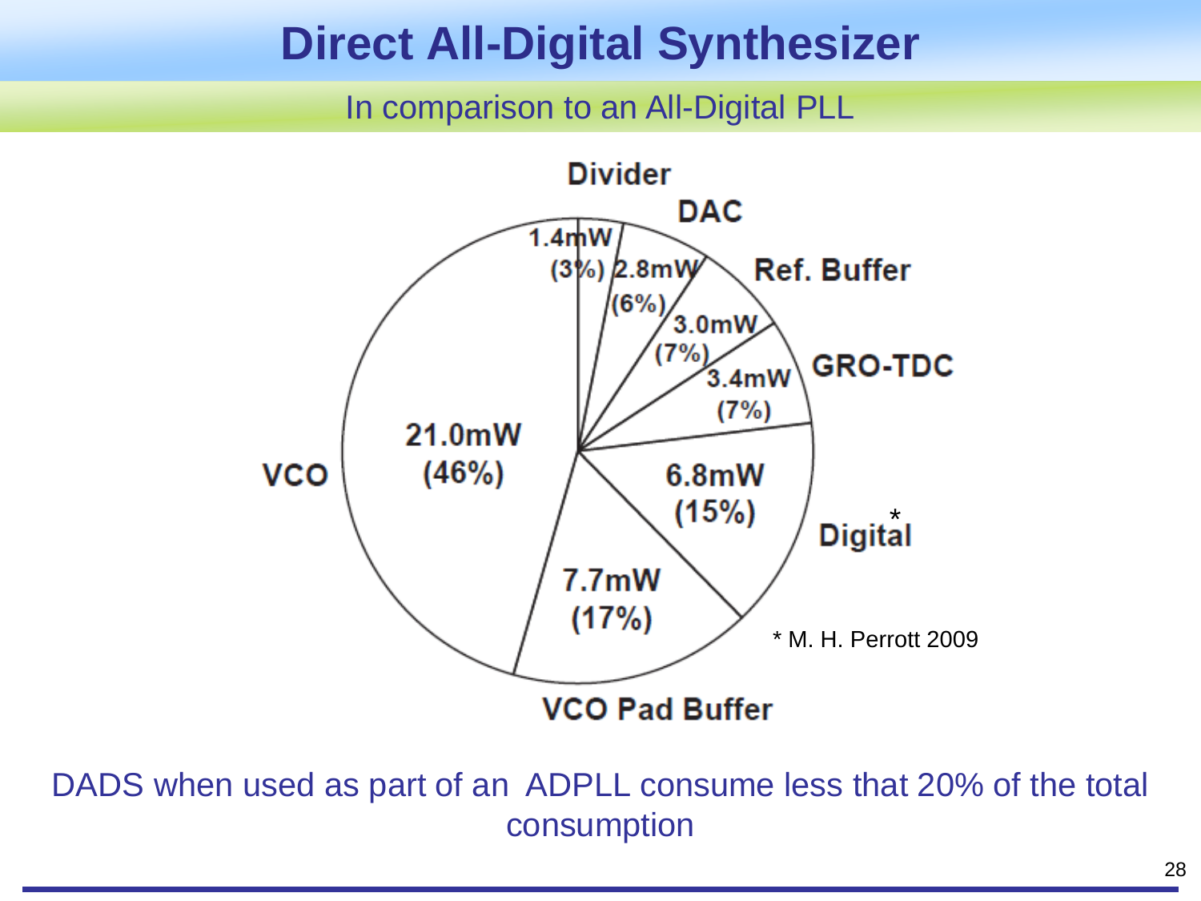# Direct All-Digital Synthesizer

In comparison to an All-Digital PLL

Divider
1.4mW
(3%)

DAC
2.8mW
(6%)

Ref. Buffer
3.0mW
(7%)

GRO-TDC
3.4mW
(7%)

Digital*
6.8mW
(15%)

VCO Pad Buffer
7.7mW
(17%)

VCO
21.0mW
(46%)

* M. H. Perrott 2009

DADS when used as part of an ADPLL consume less that 20% of the total consumption